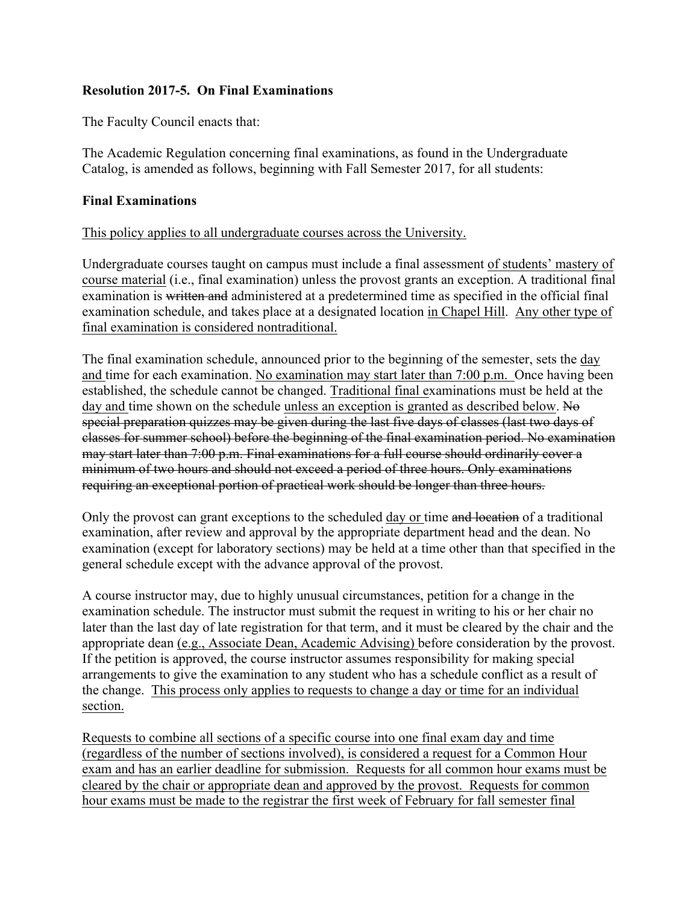**Resolution 2017-5. On Final Examinations**

The Faculty Council enacts that:

The Academic Regulation concerning final examinations, as found in the Undergraduate Catalog, is amended as follows, beginning with Fall Semester 2017, for all students:

**Final Examinations**

<u>This policy applies to all undergraduate courses across the University.</u>

Undergraduate courses taught on campus must include a final assessment <u>of students' mastery of course material</u> (i.e., final examination) unless the provost grants an exception. A traditional final examination is ~~written and~~ administered at a predetermined time as specified in the official final examination schedule, and takes place at a designated location <u>in Chapel Hill</u>. <u>Any other type of final examination is considered nontraditional.</u>

The final examination schedule, announced prior to the beginning of the semester, sets the <u>day and</u> time for each examination. <u>No examination may start later than 7:00 p.m.</u> Once having been established, the schedule cannot be changed. <u>Traditional final</u> examinations must be held at the <u>day and</u> time shown on the schedule <u>unless an exception is granted as described below</u>. ~~No special preparation quizzes may be given during the last five days of classes (last two days of classes for summer school) before the beginning of the final examination period. No examination may start later than 7:00 p.m. Final examinations for a full course should ordinarily cover a minimum of two hours and should not exceed a period of three hours. Only examinations requiring an exceptional portion of practical work should be longer than three hours.~~

Only the provost can grant exceptions to the scheduled <u>day or</u> time ~~and location~~ of a traditional examination, after review and approval by the appropriate department head and the dean. No examination (except for laboratory sections) may be held at a time other than that specified in the general schedule except with the advance approval of the provost.

A course instructor may, due to highly unusual circumstances, petition for a change in the examination schedule. The instructor must submit the request in writing to his or her chair no later than the last day of late registration for that term, and it must be cleared by the chair and the appropriate dean <u>(e.g., Associate Dean, Academic Advising)</u> before consideration by the provost. If the petition is approved, the course instructor assumes responsibility for making special arrangements to give the examination to any student who has a schedule conflict as a result of the change. <u>This process only applies to requests to change a day or time for an individual section.</u>

<u>Requests to combine all sections of a specific course into one final exam day and time (regardless of the number of sections involved), is considered a request for a Common Hour exam and has an earlier deadline for submission. Requests for all common hour exams must be cleared by the chair or appropriate dean and approved by the provost. Requests for common hour exams must be made to the registrar the first week of February for fall semester final</u>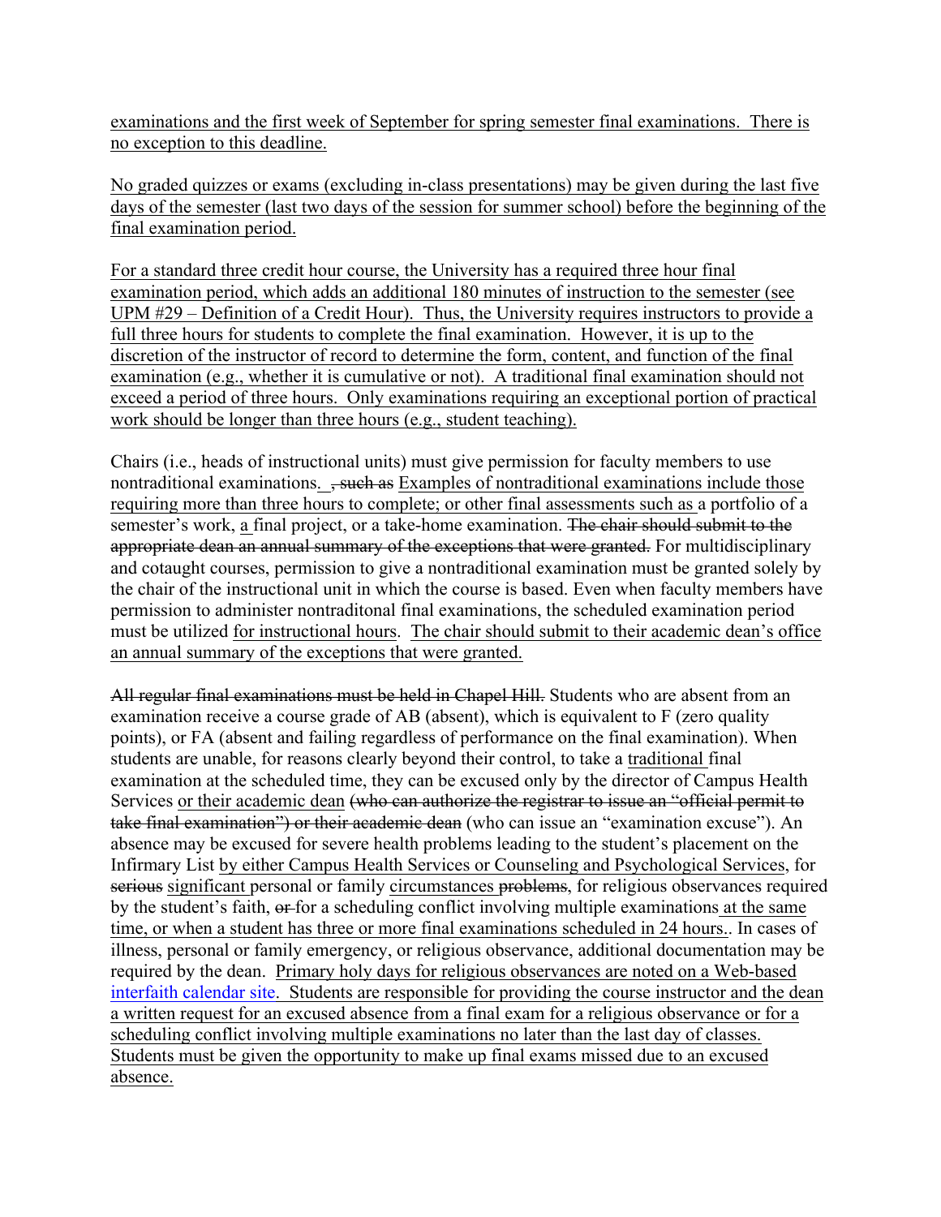examinations and the first week of September for spring semester final examinations. There is no exception to this deadline.

No graded quizzes or exams (excluding in-class presentations) may be given during the last five days of the semester (last two days of the session for summer school) before the beginning of the final examination period.

For a standard three credit hour course, the University has a required three hour final examination period, which adds an additional 180 minutes of instruction to the semester (see UPM #29 – Definition of a Credit Hour). Thus, the University requires instructors to provide a full three hours for students to complete the final examination. However, it is up to the discretion of the instructor of record to determine the form, content, and function of the final examination (e.g., whether it is cumulative or not). A traditional final examination should not exceed a period of three hours. Only examinations requiring an exceptional portion of practical work should be longer than three hours (e.g., student teaching).

Chairs (i.e., heads of instructional units) must give permission for faculty members to use nontraditional examinations. ~~, such as~~ Examples of nontraditional examinations include those requiring more than three hours to complete; or other final assessments such as a portfolio of a semester's work, a final project, or a take-home examination. ~~The chair should submit to the appropriate dean an annual summary of the exceptions that were granted.~~ For multidisciplinary and cotaught courses, permission to give a nontraditional examination must be granted solely by the chair of the instructional unit in which the course is based. Even when faculty members have permission to administer nontraditonal final examinations, the scheduled examination period must be utilized for instructional hours. The chair should submit to their academic dean's office an annual summary of the exceptions that were granted.

~~All regular final examinations must be held in Chapel Hill.~~ Students who are absent from an examination receive a course grade of AB (absent), which is equivalent to F (zero quality points), or FA (absent and failing regardless of performance on the final examination). When students are unable, for reasons clearly beyond their control, to take a traditional final examination at the scheduled time, they can be excused only by the director of Campus Health Services or their academic dean ~~(who can authorize the registrar to issue an "official permit to take final examination") or their academic dean~~ (who can issue an "examination excuse"). An absence may be excused for severe health problems leading to the student's placement on the Infirmary List by either Campus Health Services or Counseling and Psychological Services, for ~~serious~~ significant personal or family circumstances ~~problems~~, for religious observances required by the student's faith, ~~or~~ for a scheduling conflict involving multiple examinations at the same time, or when a student has three or more final examinations scheduled in 24 hours.. In cases of illness, personal or family emergency, or religious observance, additional documentation may be required by the dean. Primary holy days for religious observances are noted on a Web-based interfaith calendar site. Students are responsible for providing the course instructor and the dean a written request for an excused absence from a final exam for a religious observance or for a scheduling conflict involving multiple examinations no later than the last day of classes. Students must be given the opportunity to make up final exams missed due to an excused absence.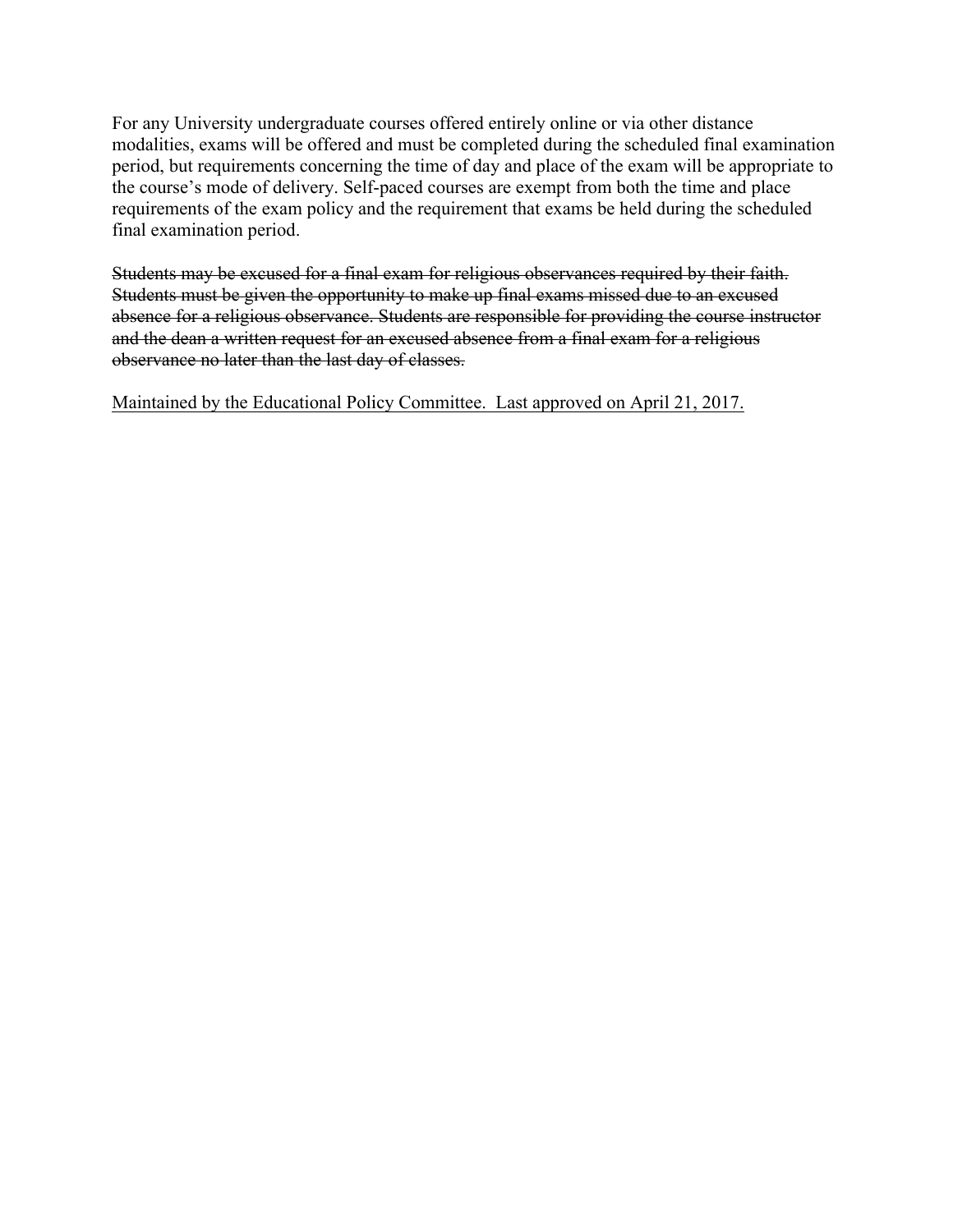For any University undergraduate courses offered entirely online or via other distance modalities, exams will be offered and must be completed during the scheduled final examination period, but requirements concerning the time of day and place of the exam will be appropriate to the course's mode of delivery. Self-paced courses are exempt from both the time and place requirements of the exam policy and the requirement that exams be held during the scheduled final examination period.

~~Students may be excused for a final exam for religious observances required by their faith. Students must be given the opportunity to make up final exams missed due to an excused absence for a religious observance. Students are responsible for providing the course instructor and the dean a written request for an excused absence from a final exam for a religious observance no later than the last day of classes.~~

<u>Maintained by the Educational Policy Committee. Last approved on April 21, 2017.</u>